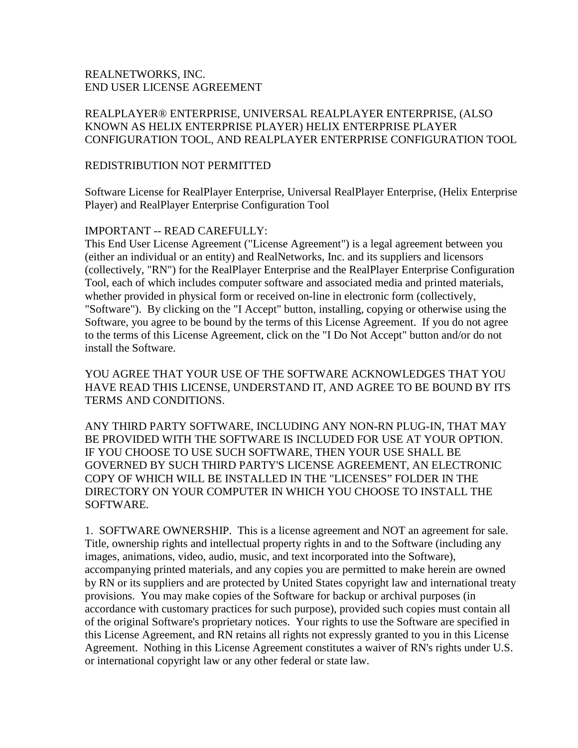REALNETWORKS, INC.
END USER LICENSE AGREEMENT

REALPLAYER® ENTERPRISE, UNIVERSAL REALPLAYER ENTERPRISE, (ALSO KNOWN AS HELIX ENTERPRISE PLAYER) HELIX ENTERPRISE PLAYER CONFIGURATION TOOL, AND REALPLAYER ENTERPRISE CONFIGURATION TOOL

REDISTRIBUTION NOT PERMITTED

Software License for RealPlayer Enterprise, Universal RealPlayer Enterprise, (Helix Enterprise Player) and RealPlayer Enterprise Configuration Tool

IMPORTANT -- READ CAREFULLY:
This End User License Agreement ("License Agreement") is a legal agreement between you (either an individual or an entity) and RealNetworks, Inc. and its suppliers and licensors (collectively, "RN") for the RealPlayer Enterprise and the RealPlayer Enterprise Configuration Tool, each of which includes computer software and associated media and printed materials, whether provided in physical form or received on-line in electronic form (collectively, "Software"). By clicking on the "I Accept" button, installing, copying or otherwise using the Software, you agree to be bound by the terms of this License Agreement. If you do not agree to the terms of this License Agreement, click on the "I Do Not Accept" button and/or do not install the Software.

YOU AGREE THAT YOUR USE OF THE SOFTWARE ACKNOWLEDGES THAT YOU HAVE READ THIS LICENSE, UNDERSTAND IT, AND AGREE TO BE BOUND BY ITS TERMS AND CONDITIONS.

ANY THIRD PARTY SOFTWARE, INCLUDING ANY NON-RN PLUG-IN, THAT MAY BE PROVIDED WITH THE SOFTWARE IS INCLUDED FOR USE AT YOUR OPTION. IF YOU CHOOSE TO USE SUCH SOFTWARE, THEN YOUR USE SHALL BE GOVERNED BY SUCH THIRD PARTY'S LICENSE AGREEMENT, AN ELECTRONIC COPY OF WHICH WILL BE INSTALLED IN THE "LICENSES" FOLDER IN THE DIRECTORY ON YOUR COMPUTER IN WHICH YOU CHOOSE TO INSTALL THE SOFTWARE.

1. SOFTWARE OWNERSHIP. This is a license agreement and NOT an agreement for sale. Title, ownership rights and intellectual property rights in and to the Software (including any images, animations, video, audio, music, and text incorporated into the Software), accompanying printed materials, and any copies you are permitted to make herein are owned by RN or its suppliers and are protected by United States copyright law and international treaty provisions. You may make copies of the Software for backup or archival purposes (in accordance with customary practices for such purpose), provided such copies must contain all of the original Software's proprietary notices. Your rights to use the Software are specified in this License Agreement, and RN retains all rights not expressly granted to you in this License Agreement. Nothing in this License Agreement constitutes a waiver of RN's rights under U.S. or international copyright law or any other federal or state law.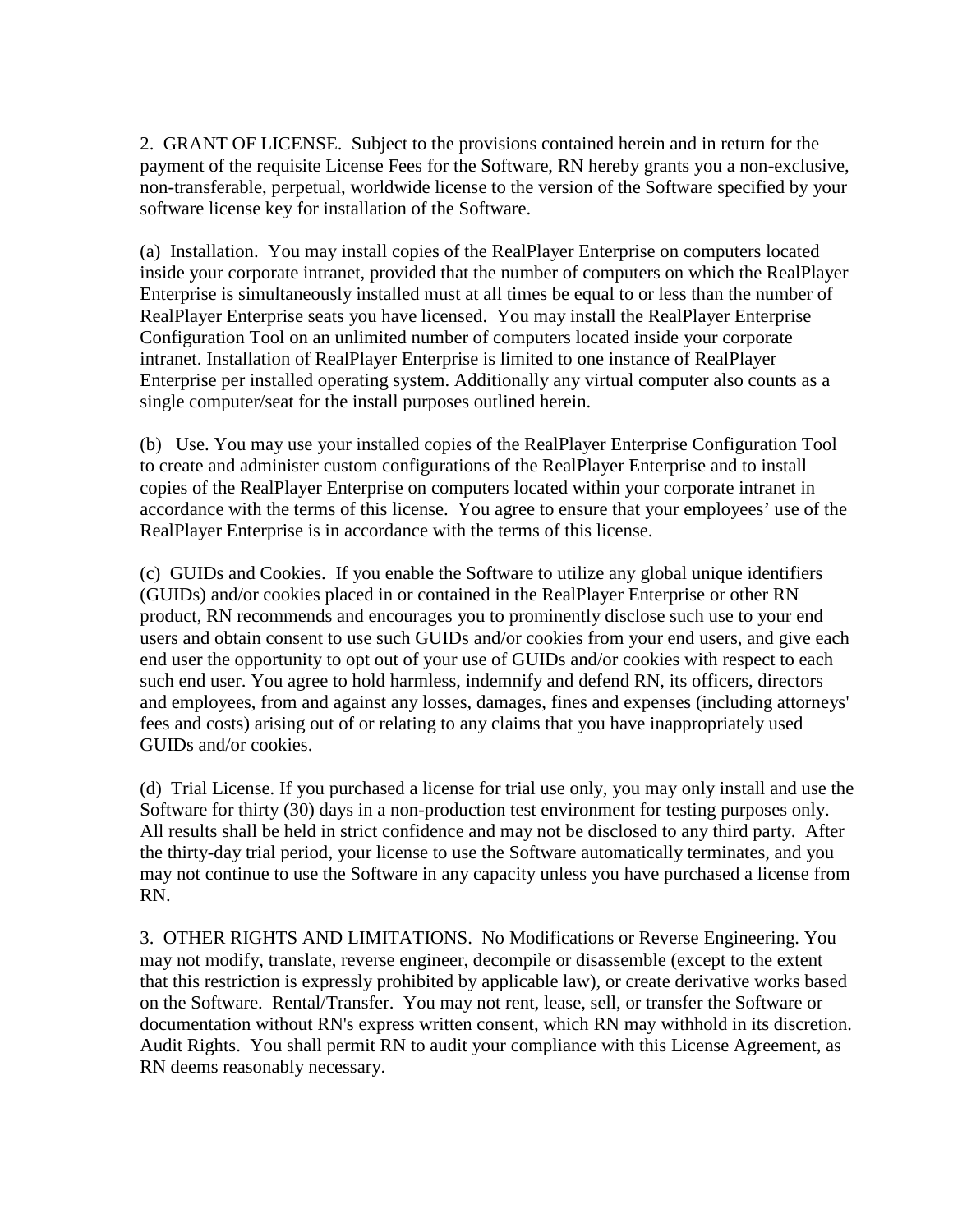2. GRANT OF LICENSE. Subject to the provisions contained herein and in return for the payment of the requisite License Fees for the Software, RN hereby grants you a non-exclusive, non-transferable, perpetual, worldwide license to the version of the Software specified by your software license key for installation of the Software.

(a) Installation. You may install copies of the RealPlayer Enterprise on computers located inside your corporate intranet, provided that the number of computers on which the RealPlayer Enterprise is simultaneously installed must at all times be equal to or less than the number of RealPlayer Enterprise seats you have licensed. You may install the RealPlayer Enterprise Configuration Tool on an unlimited number of computers located inside your corporate intranet. Installation of RealPlayer Enterprise is limited to one instance of RealPlayer Enterprise per installed operating system. Additionally any virtual computer also counts as a single computer/seat for the install purposes outlined herein.

(b) Use. You may use your installed copies of the RealPlayer Enterprise Configuration Tool to create and administer custom configurations of the RealPlayer Enterprise and to install copies of the RealPlayer Enterprise on computers located within your corporate intranet in accordance with the terms of this license. You agree to ensure that your employees' use of the RealPlayer Enterprise is in accordance with the terms of this license.

(c) GUIDs and Cookies. If you enable the Software to utilize any global unique identifiers (GUIDs) and/or cookies placed in or contained in the RealPlayer Enterprise or other RN product, RN recommends and encourages you to prominently disclose such use to your end users and obtain consent to use such GUIDs and/or cookies from your end users, and give each end user the opportunity to opt out of your use of GUIDs and/or cookies with respect to each such end user. You agree to hold harmless, indemnify and defend RN, its officers, directors and employees, from and against any losses, damages, fines and expenses (including attorneys' fees and costs) arising out of or relating to any claims that you have inappropriately used GUIDs and/or cookies.

(d) Trial License. If you purchased a license for trial use only, you may only install and use the Software for thirty (30) days in a non-production test environment for testing purposes only. All results shall be held in strict confidence and may not be disclosed to any third party. After the thirty-day trial period, your license to use the Software automatically terminates, and you may not continue to use the Software in any capacity unless you have purchased a license from RN.

3. OTHER RIGHTS AND LIMITATIONS. No Modifications or Reverse Engineering. You may not modify, translate, reverse engineer, decompile or disassemble (except to the extent that this restriction is expressly prohibited by applicable law), or create derivative works based on the Software. Rental/Transfer. You may not rent, lease, sell, or transfer the Software or documentation without RN's express written consent, which RN may withhold in its discretion. Audit Rights. You shall permit RN to audit your compliance with this License Agreement, as RN deems reasonably necessary.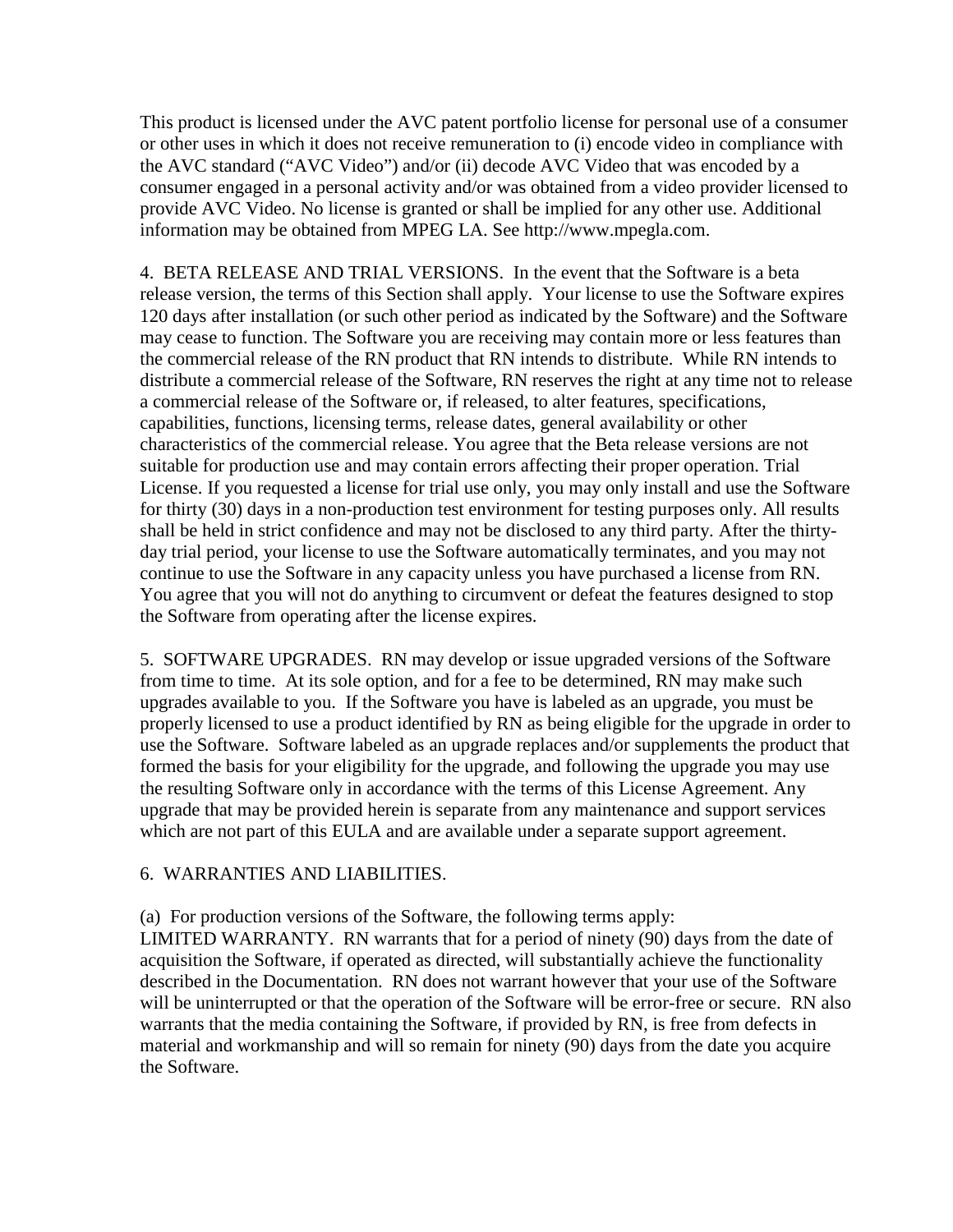This product is licensed under the AVC patent portfolio license for personal use of a consumer or other uses in which it does not receive remuneration to (i) encode video in compliance with the AVC standard ("AVC Video") and/or (ii) decode AVC Video that was encoded by a consumer engaged in a personal activity and/or was obtained from a video provider licensed to provide AVC Video. No license is granted or shall be implied for any other use. Additional information may be obtained from MPEG LA. See http://www.mpegla.com.

4. BETA RELEASE AND TRIAL VERSIONS. In the event that the Software is a beta release version, the terms of this Section shall apply. Your license to use the Software expires 120 days after installation (or such other period as indicated by the Software) and the Software may cease to function. The Software you are receiving may contain more or less features than the commercial release of the RN product that RN intends to distribute. While RN intends to distribute a commercial release of the Software, RN reserves the right at any time not to release a commercial release of the Software or, if released, to alter features, specifications, capabilities, functions, licensing terms, release dates, general availability or other characteristics of the commercial release. You agree that the Beta release versions are not suitable for production use and may contain errors affecting their proper operation. Trial License. If you requested a license for trial use only, you may only install and use the Software for thirty (30) days in a non-production test environment for testing purposes only. All results shall be held in strict confidence and may not be disclosed to any third party. After the thirty-day trial period, your license to use the Software automatically terminates, and you may not continue to use the Software in any capacity unless you have purchased a license from RN. You agree that you will not do anything to circumvent or defeat the features designed to stop the Software from operating after the license expires.

5. SOFTWARE UPGRADES. RN may develop or issue upgraded versions of the Software from time to time. At its sole option, and for a fee to be determined, RN may make such upgrades available to you. If the Software you have is labeled as an upgrade, you must be properly licensed to use a product identified by RN as being eligible for the upgrade in order to use the Software. Software labeled as an upgrade replaces and/or supplements the product that formed the basis for your eligibility for the upgrade, and following the upgrade you may use the resulting Software only in accordance with the terms of this License Agreement. Any upgrade that may be provided herein is separate from any maintenance and support services which are not part of this EULA and are available under a separate support agreement.

6. WARRANTIES AND LIABILITIES.

(a) For production versions of the Software, the following terms apply:
LIMITED WARRANTY. RN warrants that for a period of ninety (90) days from the date of acquisition the Software, if operated as directed, will substantially achieve the functionality described in the Documentation. RN does not warrant however that your use of the Software will be uninterrupted or that the operation of the Software will be error-free or secure. RN also warrants that the media containing the Software, if provided by RN, is free from defects in material and workmanship and will so remain for ninety (90) days from the date you acquire the Software.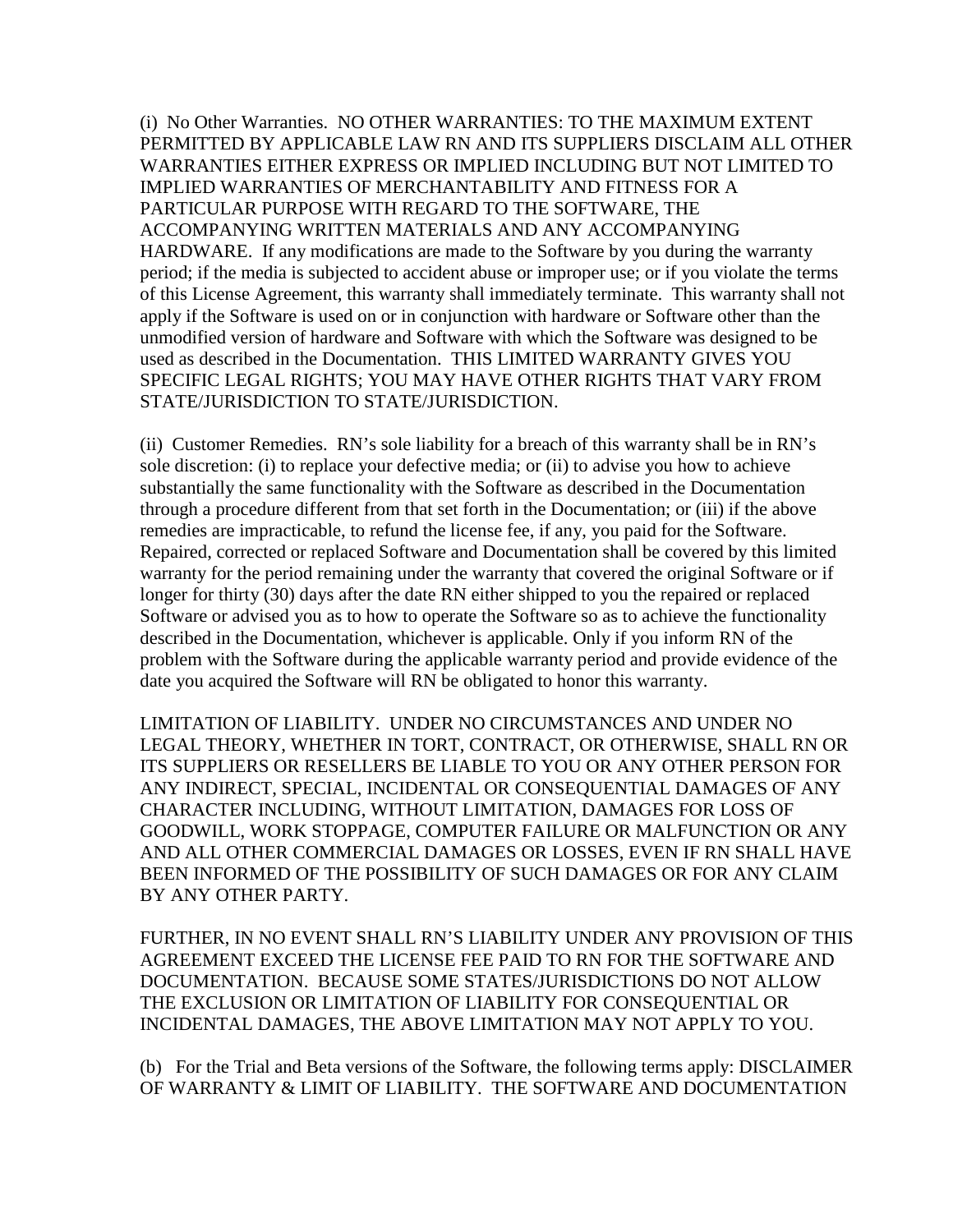(i) No Other Warranties. NO OTHER WARRANTIES: TO THE MAXIMUM EXTENT PERMITTED BY APPLICABLE LAW RN AND ITS SUPPLIERS DISCLAIM ALL OTHER WARRANTIES EITHER EXPRESS OR IMPLIED INCLUDING BUT NOT LIMITED TO IMPLIED WARRANTIES OF MERCHANTABILITY AND FITNESS FOR A PARTICULAR PURPOSE WITH REGARD TO THE SOFTWARE, THE ACCOMPANYING WRITTEN MATERIALS AND ANY ACCOMPANYING HARDWARE. If any modifications are made to the Software by you during the warranty period; if the media is subjected to accident abuse or improper use; or if you violate the terms of this License Agreement, this warranty shall immediately terminate. This warranty shall not apply if the Software is used on or in conjunction with hardware or Software other than the unmodified version of hardware and Software with which the Software was designed to be used as described in the Documentation. THIS LIMITED WARRANTY GIVES YOU SPECIFIC LEGAL RIGHTS; YOU MAY HAVE OTHER RIGHTS THAT VARY FROM STATE/JURISDICTION TO STATE/JURISDICTION.

(ii) Customer Remedies. RN's sole liability for a breach of this warranty shall be in RN's sole discretion: (i) to replace your defective media; or (ii) to advise you how to achieve substantially the same functionality with the Software as described in the Documentation through a procedure different from that set forth in the Documentation; or (iii) if the above remedies are impracticable, to refund the license fee, if any, you paid for the Software. Repaired, corrected or replaced Software and Documentation shall be covered by this limited warranty for the period remaining under the warranty that covered the original Software or if longer for thirty (30) days after the date RN either shipped to you the repaired or replaced Software or advised you as to how to operate the Software so as to achieve the functionality described in the Documentation, whichever is applicable. Only if you inform RN of the problem with the Software during the applicable warranty period and provide evidence of the date you acquired the Software will RN be obligated to honor this warranty.

LIMITATION OF LIABILITY. UNDER NO CIRCUMSTANCES AND UNDER NO LEGAL THEORY, WHETHER IN TORT, CONTRACT, OR OTHERWISE, SHALL RN OR ITS SUPPLIERS OR RESELLERS BE LIABLE TO YOU OR ANY OTHER PERSON FOR ANY INDIRECT, SPECIAL, INCIDENTAL OR CONSEQUENTIAL DAMAGES OF ANY CHARACTER INCLUDING, WITHOUT LIMITATION, DAMAGES FOR LOSS OF GOODWILL, WORK STOPPAGE, COMPUTER FAILURE OR MALFUNCTION OR ANY AND ALL OTHER COMMERCIAL DAMAGES OR LOSSES, EVEN IF RN SHALL HAVE BEEN INFORMED OF THE POSSIBILITY OF SUCH DAMAGES OR FOR ANY CLAIM BY ANY OTHER PARTY.

FURTHER, IN NO EVENT SHALL RN'S LIABILITY UNDER ANY PROVISION OF THIS AGREEMENT EXCEED THE LICENSE FEE PAID TO RN FOR THE SOFTWARE AND DOCUMENTATION. BECAUSE SOME STATES/JURISDICTIONS DO NOT ALLOW THE EXCLUSION OR LIMITATION OF LIABILITY FOR CONSEQUENTIAL OR INCIDENTAL DAMAGES, THE ABOVE LIMITATION MAY NOT APPLY TO YOU.

(b) For the Trial and Beta versions of the Software, the following terms apply: DISCLAIMER OF WARRANTY & LIMIT OF LIABILITY. THE SOFTWARE AND DOCUMENTATION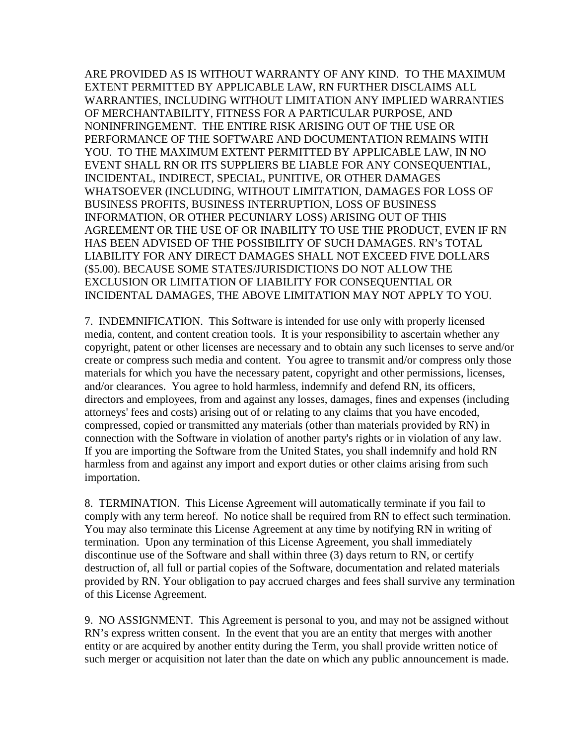ARE PROVIDED AS IS WITHOUT WARRANTY OF ANY KIND. TO THE MAXIMUM EXTENT PERMITTED BY APPLICABLE LAW, RN FURTHER DISCLAIMS ALL WARRANTIES, INCLUDING WITHOUT LIMITATION ANY IMPLIED WARRANTIES OF MERCHANTABILITY, FITNESS FOR A PARTICULAR PURPOSE, AND NONINFRINGEMENT. THE ENTIRE RISK ARISING OUT OF THE USE OR PERFORMANCE OF THE SOFTWARE AND DOCUMENTATION REMAINS WITH YOU. TO THE MAXIMUM EXTENT PERMITTED BY APPLICABLE LAW, IN NO EVENT SHALL RN OR ITS SUPPLIERS BE LIABLE FOR ANY CONSEQUENTIAL, INCIDENTAL, INDIRECT, SPECIAL, PUNITIVE, OR OTHER DAMAGES WHATSOEVER (INCLUDING, WITHOUT LIMITATION, DAMAGES FOR LOSS OF BUSINESS PROFITS, BUSINESS INTERRUPTION, LOSS OF BUSINESS INFORMATION, OR OTHER PECUNIARY LOSS) ARISING OUT OF THIS AGREEMENT OR THE USE OF OR INABILITY TO USE THE PRODUCT, EVEN IF RN HAS BEEN ADVISED OF THE POSSIBILITY OF SUCH DAMAGES. RN's TOTAL LIABILITY FOR ANY DIRECT DAMAGES SHALL NOT EXCEED FIVE DOLLARS ($5.00). BECAUSE SOME STATES/JURISDICTIONS DO NOT ALLOW THE EXCLUSION OR LIMITATION OF LIABILITY FOR CONSEQUENTIAL OR INCIDENTAL DAMAGES, THE ABOVE LIMITATION MAY NOT APPLY TO YOU.

7. INDEMNIFICATION. This Software is intended for use only with properly licensed media, content, and content creation tools. It is your responsibility to ascertain whether any copyright, patent or other licenses are necessary and to obtain any such licenses to serve and/or create or compress such media and content. You agree to transmit and/or compress only those materials for which you have the necessary patent, copyright and other permissions, licenses, and/or clearances. You agree to hold harmless, indemnify and defend RN, its officers, directors and employees, from and against any losses, damages, fines and expenses (including attorneys' fees and costs) arising out of or relating to any claims that you have encoded, compressed, copied or transmitted any materials (other than materials provided by RN) in connection with the Software in violation of another party's rights or in violation of any law. If you are importing the Software from the United States, you shall indemnify and hold RN harmless from and against any import and export duties or other claims arising from such importation.

8. TERMINATION. This License Agreement will automatically terminate if you fail to comply with any term hereof. No notice shall be required from RN to effect such termination. You may also terminate this License Agreement at any time by notifying RN in writing of termination. Upon any termination of this License Agreement, you shall immediately discontinue use of the Software and shall within three (3) days return to RN, or certify destruction of, all full or partial copies of the Software, documentation and related materials provided by RN. Your obligation to pay accrued charges and fees shall survive any termination of this License Agreement.

9. NO ASSIGNMENT. This Agreement is personal to you, and may not be assigned without RN's express written consent. In the event that you are an entity that merges with another entity or are acquired by another entity during the Term, you shall provide written notice of such merger or acquisition not later than the date on which any public announcement is made.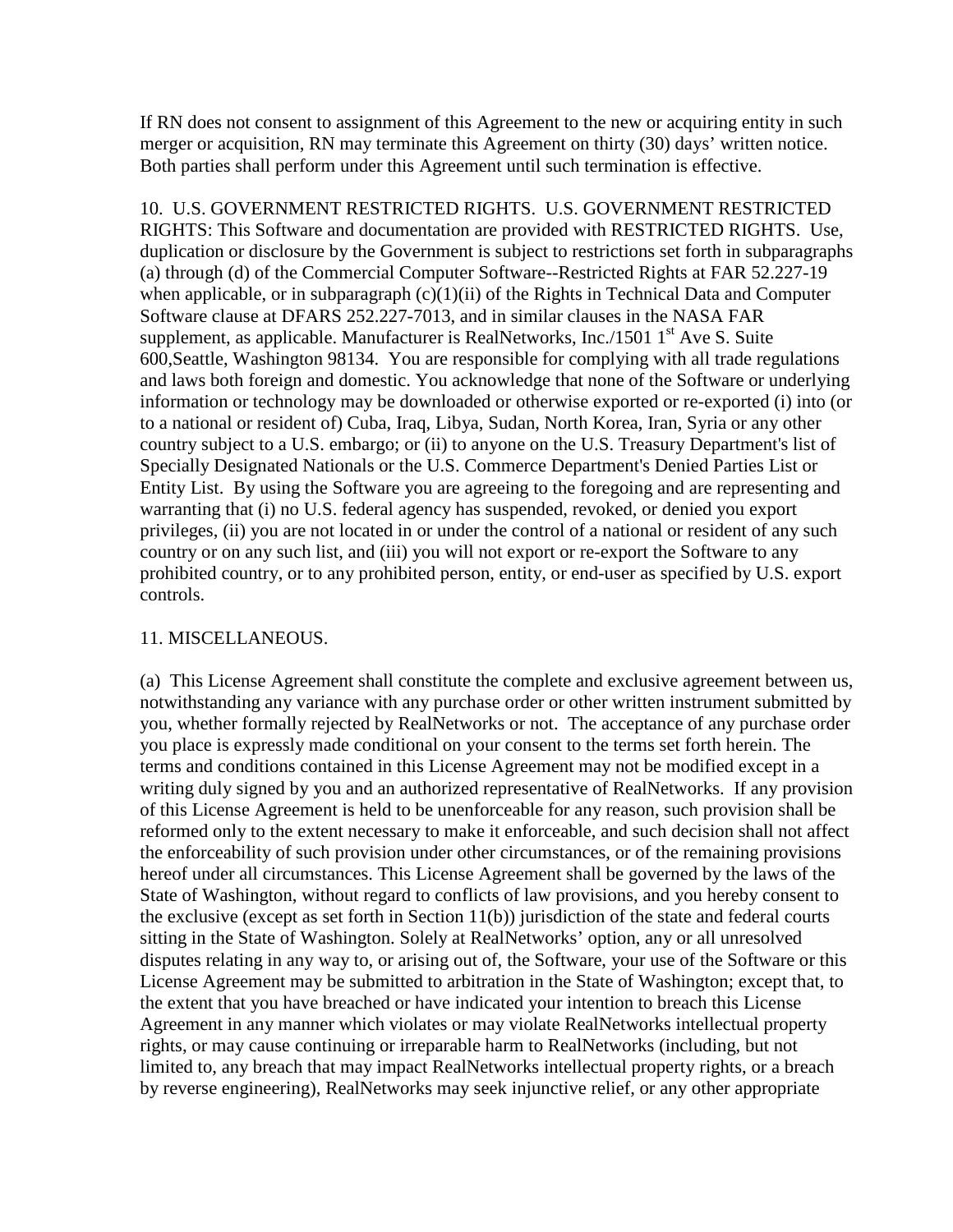If RN does not consent to assignment of this Agreement to the new or acquiring entity in such merger or acquisition, RN may terminate this Agreement on thirty (30) days' written notice. Both parties shall perform under this Agreement until such termination is effective.

10. U.S. GOVERNMENT RESTRICTED RIGHTS. U.S. GOVERNMENT RESTRICTED RIGHTS: This Software and documentation are provided with RESTRICTED RIGHTS. Use, duplication or disclosure by the Government is subject to restrictions set forth in subparagraphs (a) through (d) of the Commercial Computer Software--Restricted Rights at FAR 52.227-19 when applicable, or in subparagraph (c)(1)(ii) of the Rights in Technical Data and Computer Software clause at DFARS 252.227-7013, and in similar clauses in the NASA FAR supplement, as applicable. Manufacturer is RealNetworks, Inc./1501 1st Ave S. Suite 600,Seattle, Washington 98134. You are responsible for complying with all trade regulations and laws both foreign and domestic. You acknowledge that none of the Software or underlying information or technology may be downloaded or otherwise exported or re-exported (i) into (or to a national or resident of) Cuba, Iraq, Libya, Sudan, North Korea, Iran, Syria or any other country subject to a U.S. embargo; or (ii) to anyone on the U.S. Treasury Department's list of Specially Designated Nationals or the U.S. Commerce Department's Denied Parties List or Entity List. By using the Software you are agreeing to the foregoing and are representing and warranting that (i) no U.S. federal agency has suspended, revoked, or denied you export privileges, (ii) you are not located in or under the control of a national or resident of any such country or on any such list, and (iii) you will not export or re-export the Software to any prohibited country, or to any prohibited person, entity, or end-user as specified by U.S. export controls.

11. MISCELLANEOUS.

(a) This License Agreement shall constitute the complete and exclusive agreement between us, notwithstanding any variance with any purchase order or other written instrument submitted by you, whether formally rejected by RealNetworks or not. The acceptance of any purchase order you place is expressly made conditional on your consent to the terms set forth herein. The terms and conditions contained in this License Agreement may not be modified except in a writing duly signed by you and an authorized representative of RealNetworks. If any provision of this License Agreement is held to be unenforceable for any reason, such provision shall be reformed only to the extent necessary to make it enforceable, and such decision shall not affect the enforceability of such provision under other circumstances, or of the remaining provisions hereof under all circumstances. This License Agreement shall be governed by the laws of the State of Washington, without regard to conflicts of law provisions, and you hereby consent to the exclusive (except as set forth in Section 11(b)) jurisdiction of the state and federal courts sitting in the State of Washington. Solely at RealNetworks' option, any or all unresolved disputes relating in any way to, or arising out of, the Software, your use of the Software or this License Agreement may be submitted to arbitration in the State of Washington; except that, to the extent that you have breached or have indicated your intention to breach this License Agreement in any manner which violates or may violate RealNetworks intellectual property rights, or may cause continuing or irreparable harm to RealNetworks (including, but not limited to, any breach that may impact RealNetworks intellectual property rights, or a breach by reverse engineering), RealNetworks may seek injunctive relief, or any other appropriate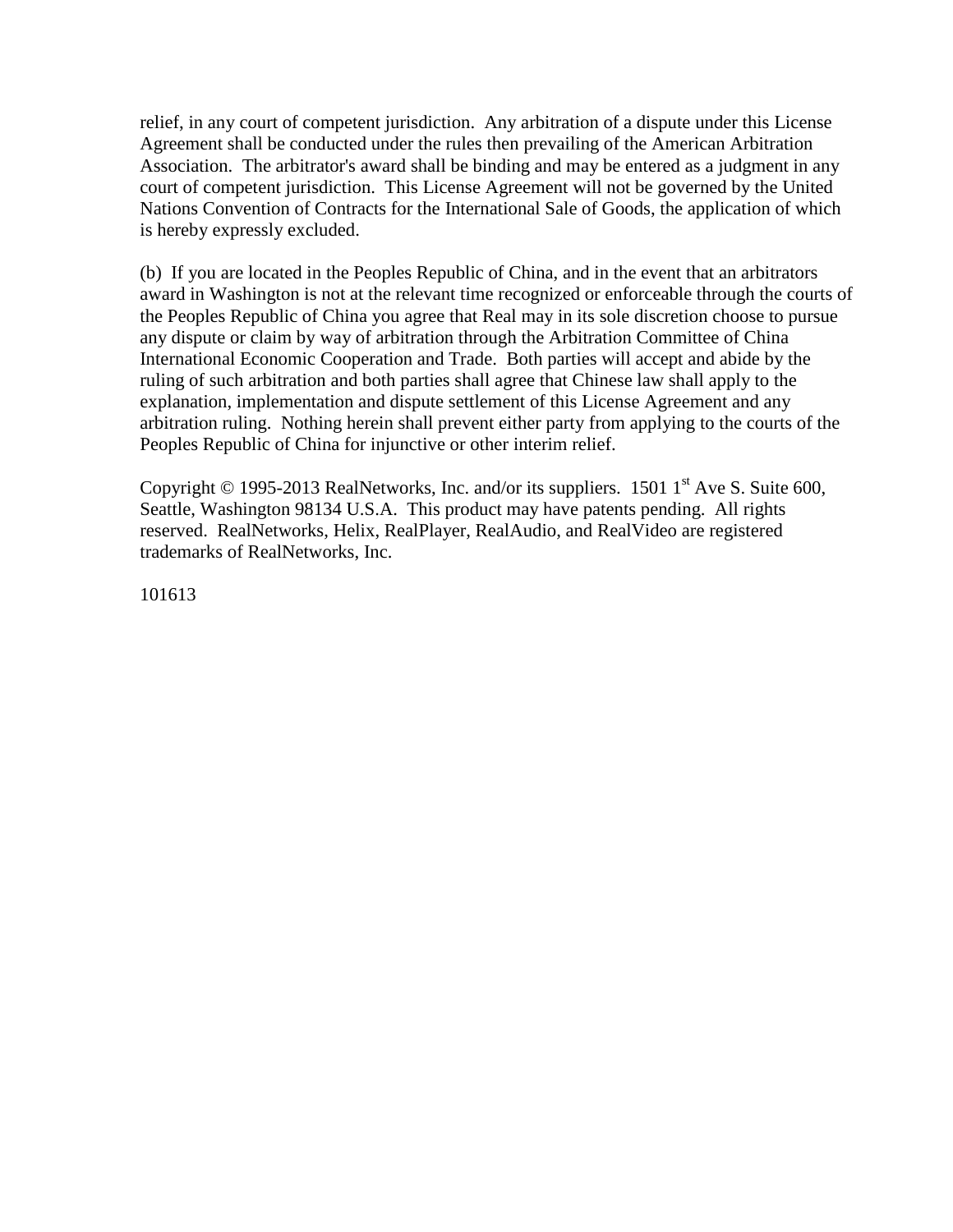relief, in any court of competent jurisdiction. Any arbitration of a dispute under this License Agreement shall be conducted under the rules then prevailing of the American Arbitration Association. The arbitrator's award shall be binding and may be entered as a judgment in any court of competent jurisdiction. This License Agreement will not be governed by the United Nations Convention of Contracts for the International Sale of Goods, the application of which is hereby expressly excluded.

(b) If you are located in the Peoples Republic of China, and in the event that an arbitrators award in Washington is not at the relevant time recognized or enforceable through the courts of the Peoples Republic of China you agree that Real may in its sole discretion choose to pursue any dispute or claim by way of arbitration through the Arbitration Committee of China International Economic Cooperation and Trade. Both parties will accept and abide by the ruling of such arbitration and both parties shall agree that Chinese law shall apply to the explanation, implementation and dispute settlement of this License Agreement and any arbitration ruling. Nothing herein shall prevent either party from applying to the courts of the Peoples Republic of China for injunctive or other interim relief.

Copyright © 1995-2013 RealNetworks, Inc. and/or its suppliers. 1501 1st Ave S. Suite 600, Seattle, Washington 98134 U.S.A. This product may have patents pending. All rights reserved. RealNetworks, Helix, RealPlayer, RealAudio, and RealVideo are registered trademarks of RealNetworks, Inc.

101613